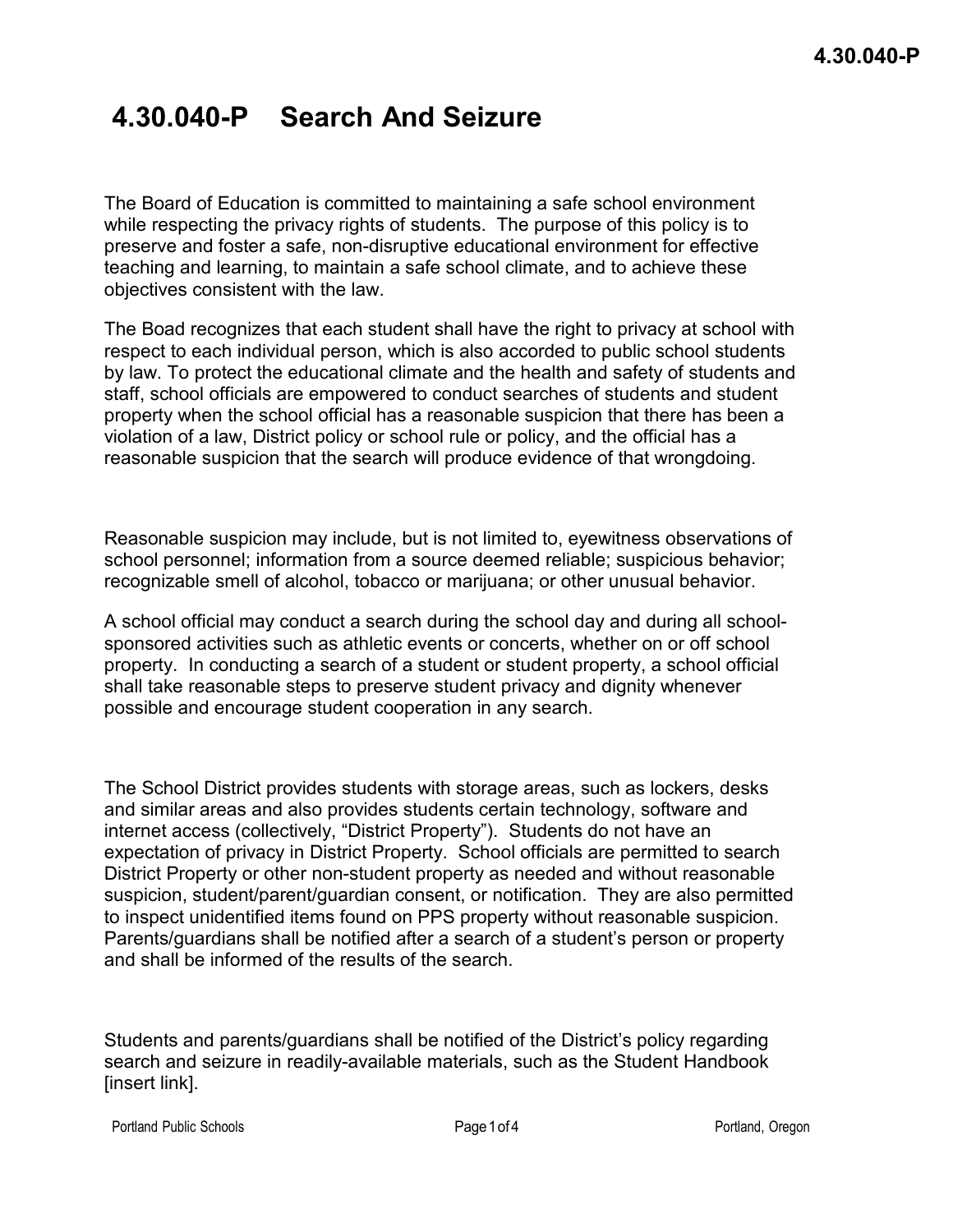# 4.30.040-P Search And Seizure

The Board of Education is committed to maintaining a safe school environment while respecting the privacy rights of students. The purpose of this policy is to preserve and foster a safe, non-disruptive educational environment for effective teaching and learning, to maintain a safe school climate, and to achieve these objectives consistent with the law.

The Boad recognizes that each student shall have the right to privacy at school with respect to each individual person, which is also accorded to public school students by law. To protect the educational climate and the health and safety of students and staff, school officials are empowered to conduct searches of students and student property when the school official has a reasonable suspicion that there has been a violation of a law, District policy or school rule or policy, and the official has a reasonable suspicion that the search will produce evidence of that wrongdoing.

Reasonable suspicion may include, but is not limited to, eyewitness observations of school personnel; information from a source deemed reliable; suspicious behavior; recognizable smell of alcohol, tobacco or marijuana; or other unusual behavior.

A school official may conduct a search during the school day and during all school-sponsored activities such as athletic events or concerts, whether on or off school property. In conducting a search of a student or student property, a school official shall take reasonable steps to preserve student privacy and dignity whenever possible and encourage student cooperation in any search.

The School District provides students with storage areas, such as lockers, desks and similar areas and also provides students certain technology, software and internet access (collectively, "District Property"). Students do not have an expectation of privacy in District Property. School officials are permitted to search District Property or other non-student property as needed and without reasonable suspicion, student/parent/guardian consent, or notification. They are also permitted to inspect unidentified items found on PPS property without reasonable suspicion. Parents/guardians shall be notified after a search of a student's person or property and shall be informed of the results of the search.

Students and parents/guardians shall be notified of the District's policy regarding search and seizure in readily-available materials, such as the Student Handbook [insert link].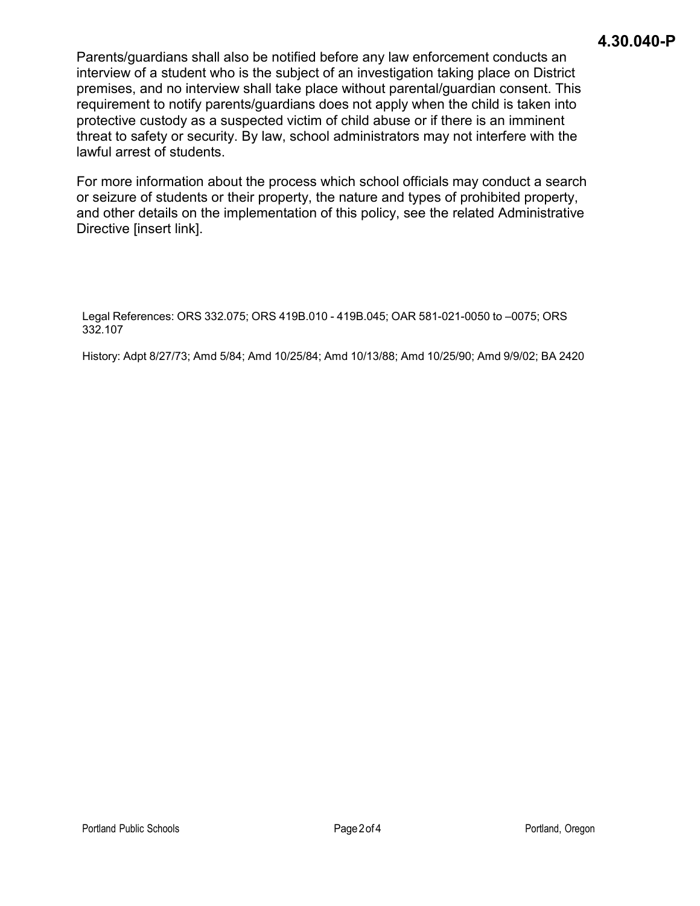Parents/guardians shall also be notified before any law enforcement conducts an interview of a student who is the subject of an investigation taking place on District premises, and no interview shall take place without parental/guardian consent. This requirement to notify parents/guardians does not apply when the child is taken into protective custody as a suspected victim of child abuse or if there is an imminent threat to safety or security. By law, school administrators may not interfere with the lawful arrest of students.

For more information about the process which school officials may conduct a search or seizure of students or their property, the nature and types of prohibited property, and other details on the implementation of this policy, see the related Administrative Directive [insert link].

Legal References: ORS 332.075; ORS 419B.010 - 419B.045; OAR 581-021-0050 to –0075; ORS 332.107

History: Adpt 8/27/73; Amd 5/84; Amd 10/25/84; Amd 10/13/88; Amd 10/25/90; Amd 9/9/02; BA 2420